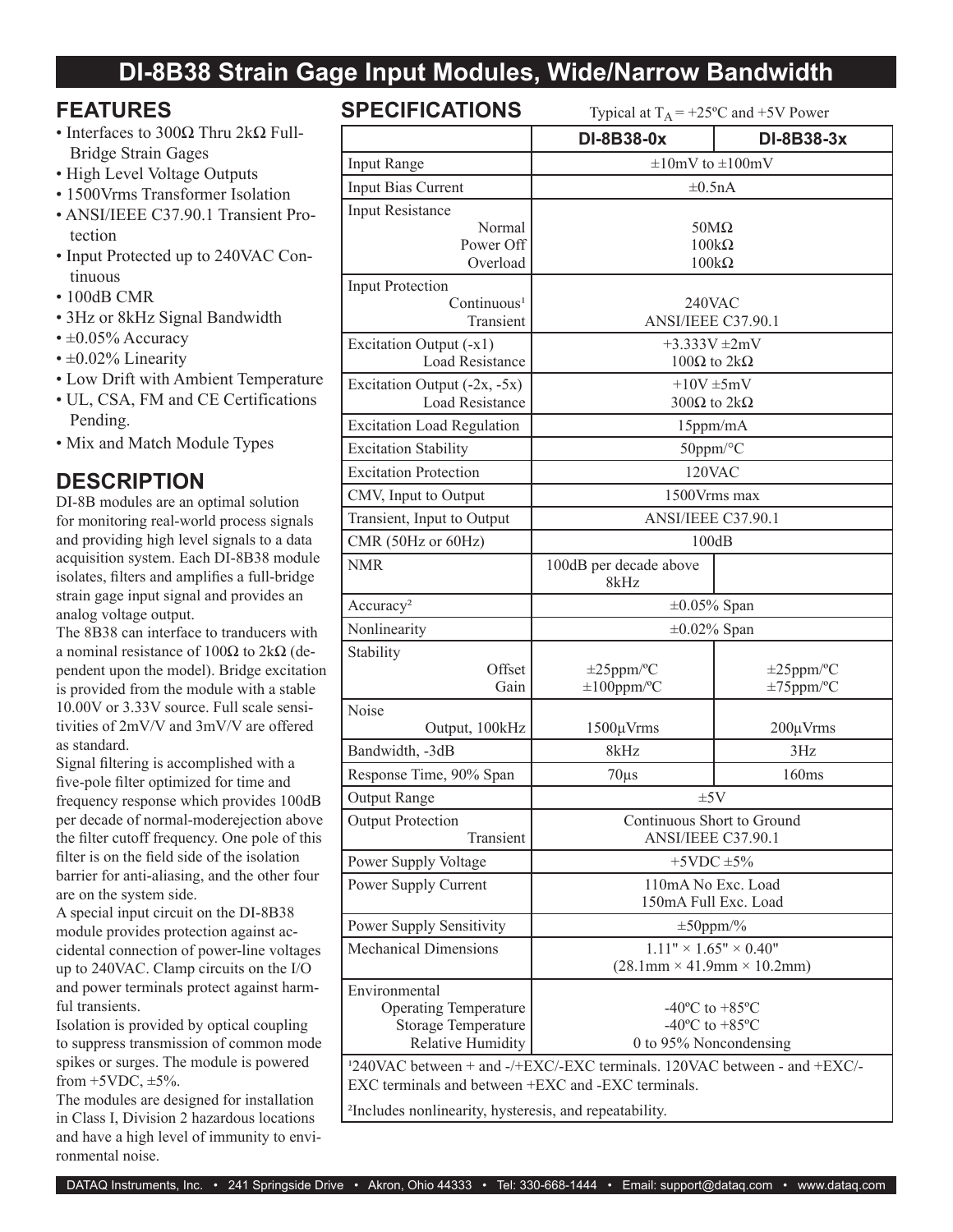# DI-8B38 Strain Gage Input Modules, Wide/Narrow Bandwidth

## FEATURES

- Interfaces to 300Ω Thru 2kΩ Full-Bridge Strain Gages
- High Level Voltage Outputs
- 1500Vrms Transformer Isolation
- ANSI/IEEE C37.90.1 Transient Protection
- Input Protected up to 240VAC Continuous
- 100dB CMR
- 3Hz or 8kHz Signal Bandwidth
- ±0.05% Accuracy
- ±0.02% Linearity
- Low Drift with Ambient Temperature
- UL, CSA, FM and CE Certifications Pending.
- Mix and Match Module Types

## DESCRIPTION

DI-8B modules are an optimal solution for monitoring real-world process signals and providing high level signals to a data acquisition system. Each DI-8B38 module isolates, filters and amplifies a full-bridge strain gage input signal and provides an analog voltage output.

The 8B38 can interface to tranducers with a nominal resistance of 100Ω to 2kΩ (dependent upon the model). Bridge excitation is provided from the module with a stable 10.00V or 3.33V source. Full scale sensitivities of 2mV/V and 3mV/V are offered as standard.

Signal filtering is accomplished with a five-pole filter optimized for time and frequency response which provides 100dB per decade of normal-moderejection above the filter cutoff frequency. One pole of this filter is on the field side of the isolation barrier for anti-aliasing, and the other four are on the system side.

A special input circuit on the DI-8B38 module provides protection against accidental connection of power-line voltages up to 240VAC. Clamp circuits on the I/O and power terminals protect against harmful transients.

Isolation is provided by optical coupling to suppress transmission of common mode spikes or surges. The module is powered from +5VDC, ±5%.

The modules are designed for installation in Class I, Division 2 hazardous locations and have a high level of immunity to environmental noise.

## SPECIFICATIONS

Typical at $T_A$ = +25ºC and +5V Power

| | DI-8B38-0x | DI-8B38-3x |
|---|---|---|
| Input Range | ±10mV to ±100mV | |
| Input Bias Current | ±0.5nA | |
| Input Resistance | | |
| Normal | 50MΩ | |
| Power Off | 100kΩ | |
| Overload | 100kΩ | |
| Input Protection | | |
| Continuous[1] | 240VAC | |
| Transient | ANSI/IEEE C37.90.1 | |
| Excitation Output (-x1) | +3.333V ±2mV | |
| Load Resistance | 100Ω to 2kΩ | |
| Excitation Output (-2x, -5x) | +10V ±5mV | |
| Load Resistance | 300Ω to 2kΩ | |
| Excitation Load Regulation | 15ppm/mA | |
| Excitation Stability | 50ppm/°C | |
| Excitation Protection | 120VAC | |
| CMV, Input to Output | 1500Vrms max | |
| Transient, Input to Output | ANSI/IEEE C37.90.1 | |
| CMR (50Hz or 60Hz) | 100dB | |
| NMR | 100dB per decade above 8kHz | |
| Accuracy[2] | ±0.05% Span | |
| Nonlinearity | ±0.02% Span | |
| Stability | | |
| Offset | ±25ppm/ºC | ±25ppm/ºC |
| Gain | ±100ppm/ºC | ±75ppm/ºC |
| Noise | | |
| Output, 100kHz | 1500µVrms | 200µVrms |
| Bandwidth, -3dB | 8kHz | 3Hz |
| Response Time, 90% Span | 70µs | 160ms |
| Output Range | ±5V | |
| Output Protection | Continuous Short to Ground | |
| Transient | ANSI/IEEE C37.90.1 | |
| Power Supply Voltage | +5VDC ±5% | |
| Power Supply Current | 110mA No Exc. Load<br>150mA Full Exc. Load | |
| Power Supply Sensitivity | ±50ppm/% | |
| Mechanical Dimensions | 1.11" × 1.65" × 0.40"<br>(28.1mm × 41.9mm × 10.2mm) | |
| Environmental | | |
| Operating Temperature | -40ºC to +85ºC | |
| Storage Temperature | -40ºC to +85ºC | |
| Relative Humidity | 0 to 95% Noncondensing | |

[1]240VAC between + and -/+EXC/-EXC terminals. 120VAC between - and +EXC/-EXC terminals and between +EXC and -EXC terminals.

[2]Includes nonlinearity, hysteresis, and repeatability.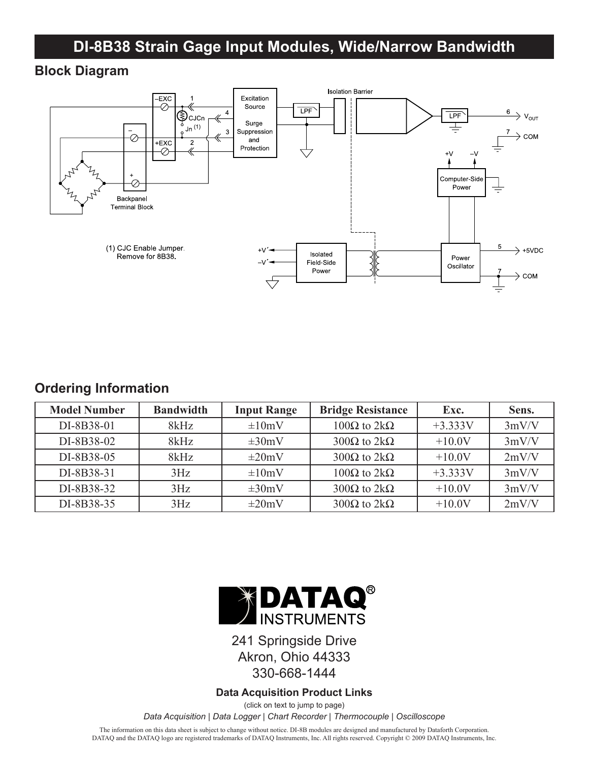# DI-8B38 Strain Gage Input Modules, Wide/Narrow Bandwidth

## Block Diagram

–EXC
1
CJCn
Jn (1)
4
3
+EXC
2
Excitation Source
Surge Suppression and Protection
LPF
Isolation Barrier
LPF
6
$V_{OUT}$
7
COM
+V
–V
Computer-Side Power
Backpanel Terminal Block

(1) CJC Enable Jumper.
Remove for 8B38.

+V´
–V´
Isolated Field-Side Power
Power Oscillator
5
+5VDC
7
COM

## Ordering Information

| Model Number | Bandwidth | Input Range | Bridge Resistance | Exc. | Sens. |
|---|---|---|---|---|---|
| DI-8B38-01 | 8kHz | ±10mV | 100Ω to 2kΩ | +3.333V | 3mV/V |
| DI-8B38-02 | 8kHz | ±30mV | 300Ω to 2kΩ | +10.0V | 3mV/V |
| DI-8B38-05 | 8kHz | ±20mV | 300Ω to 2kΩ | +10.0V | 2mV/V |
| DI-8B38-31 | 3Hz | ±10mV | 100Ω to 2kΩ | +3.333V | 3mV/V |
| DI-8B38-32 | 3Hz | ±30mV | 300Ω to 2kΩ | +10.0V | 3mV/V |
| DI-8B38-35 | 3Hz | ±20mV | 300Ω to 2kΩ | +10.0V | 2mV/V |

DATAQ® INSTRUMENTS

241 Springside Drive
Akron, Ohio 44333
330-668-1444

**Data Acquisition Product Links**

(click on text to jump to page)

*Data Acquisition | Data Logger | Chart Recorder | Thermocouple | Oscilloscope*

The information on this data sheet is subject to change without notice. DI-8B modules are designed and manufactured by Dataforth Corporation. DATAQ and the DATAQ logo are registered trademarks of DATAQ Instruments, Inc. All rights reserved. Copyright © 2009 DATAQ Instruments, Inc.